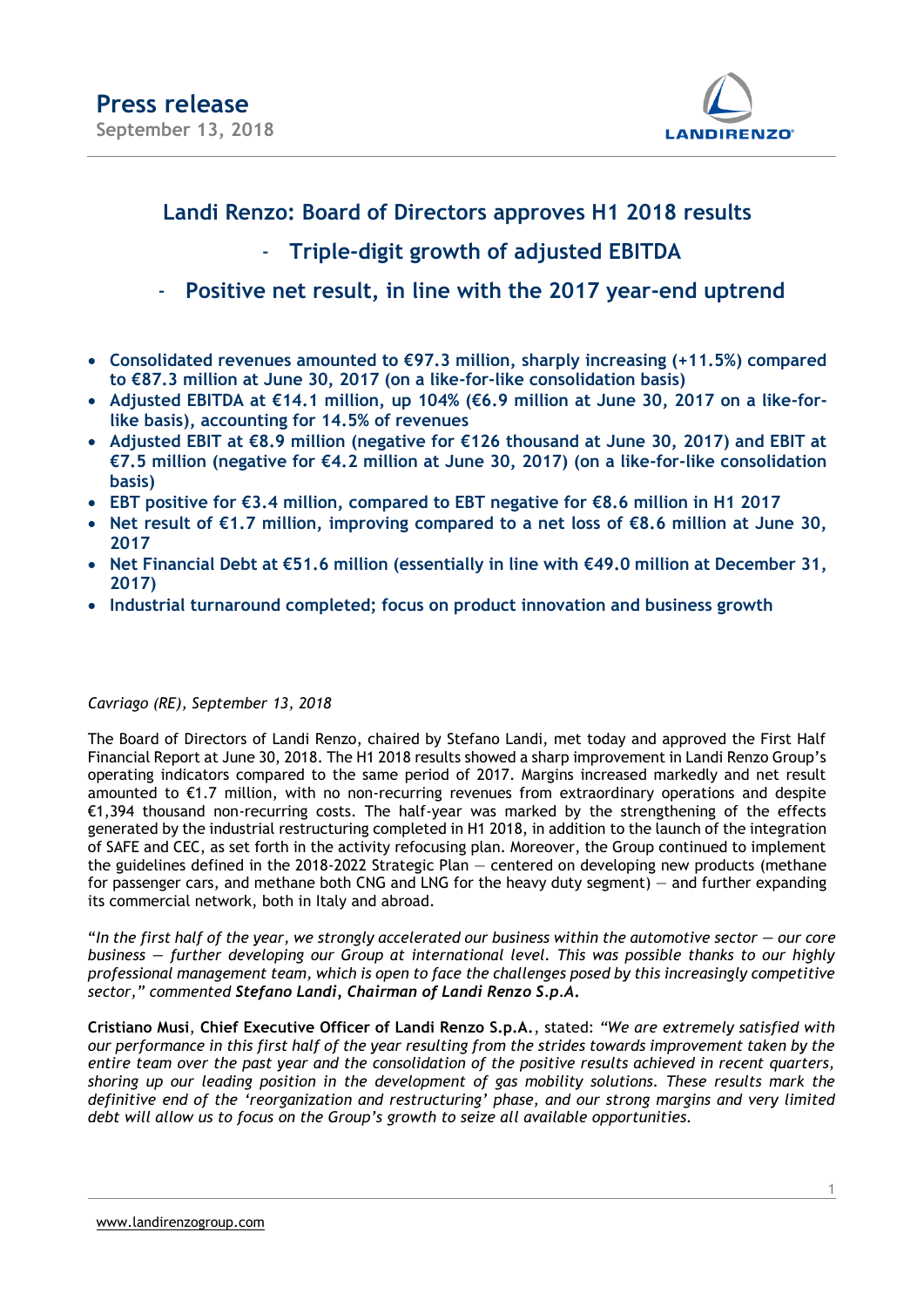# Press release

**September 13, 2018**

## Landi Renzo: Board of Directors approves H1 2018 results

## - Triple-digit growth of adjusted EBITDA

## - Positive net result, in line with the 2017 year-end uptrend

- **Consolidated revenues amounted to €97.3 million, sharply increasing (+11.5%) compared to €87.3 million at June 30, 2017 (on a like-for-like consolidation basis)**
- **Adjusted EBITDA at €14.1 million, up 104% (€6.9 million at June 30, 2017 on a like-for-like basis), accounting for 14.5% of revenues**
- **Adjusted EBIT at €8.9 million (negative for €126 thousand at June 30, 2017) and EBIT at €7.5 million (negative for €4.2 million at June 30, 2017) (on a like-for-like consolidation basis)**
- **EBT positive for €3.4 million, compared to EBT negative for €8.6 million in H1 2017**
- **Net result of €1.7 million, improving compared to a net loss of €8.6 million at June 30, 2017**
- **Net Financial Debt at €51.6 million (essentially in line with €49.0 million at December 31, 2017)**
- **Industrial turnaround completed; focus on product innovation and business growth**

*Cavriago (RE), September 13, 2018*

The Board of Directors of Landi Renzo, chaired by Stefano Landi, met today and approved the First Half Financial Report at June 30, 2018. The H1 2018 results showed a sharp improvement in Landi Renzo Group's operating indicators compared to the same period of 2017. Margins increased markedly and net result amounted to €1.7 million, with no non-recurring revenues from extraordinary operations and despite €1,394 thousand non-recurring costs. The half-year was marked by the strengthening of the effects generated by the industrial restructuring completed in H1 2018, in addition to the launch of the integration of SAFE and CEC, as set forth in the activity refocusing plan. Moreover, the Group continued to implement the guidelines defined in the 2018-2022 Strategic Plan — centered on developing new products (methane for passenger cars, and methane both CNG and LNG for the heavy duty segment) — and further expanding its commercial network, both in Italy and abroad.

"*In the first half of the year, we strongly accelerated our business within the automotive sector — our core business — further developing our Group at international level. This was possible thanks to our highly professional management team, which is open to face the challenges posed by this increasingly competitive sector,*" commented ***Stefano Landi, Chairman of Landi Renzo S.p.A.***

**Cristiano Musi**, **Chief Executive Officer of Landi Renzo S.p.A.**, stated: *"We are extremely satisfied with our performance in this first half of the year resulting from the strides towards improvement taken by the entire team over the past year and the consolidation of the positive results achieved in recent quarters, shoring up our leading position in the development of gas mobility solutions. These results mark the definitive end of the 'reorganization and restructuring' phase, and our strong margins and very limited debt will allow us to focus on the Group's growth to seize all available opportunities.*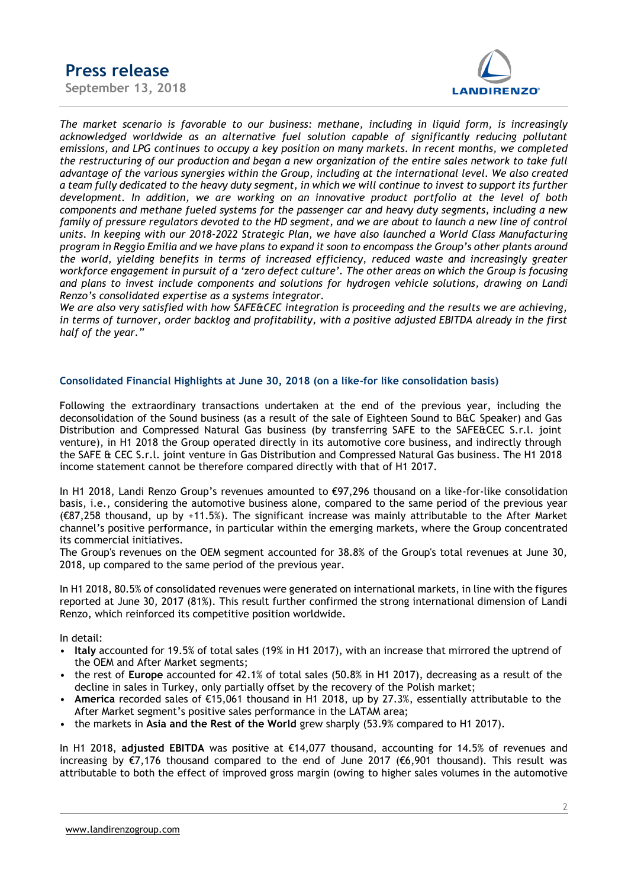*The market scenario is favorable to our business: methane, including in liquid form, is increasingly acknowledged worldwide as an alternative fuel solution capable of significantly reducing pollutant emissions, and LPG continues to occupy a key position on many markets. In recent months, we completed the restructuring of our production and began a new organization of the entire sales network to take full advantage of the various synergies within the Group, including at the international level. We also created a team fully dedicated to the heavy duty segment, in which we will continue to invest to support its further development. In addition, we are working on an innovative product portfolio at the level of both components and methane fueled systems for the passenger car and heavy duty segments, including a new family of pressure regulators devoted to the HD segment, and we are about to launch a new line of control units. In keeping with our 2018-2022 Strategic Plan, we have also launched a World Class Manufacturing program in Reggio Emilia and we have plans to expand it soon to encompass the Group's other plants around the world, yielding benefits in terms of increased efficiency, reduced waste and increasingly greater workforce engagement in pursuit of a 'zero defect culture'. The other areas on which the Group is focusing and plans to invest include components and solutions for hydrogen vehicle solutions, drawing on Landi Renzo's consolidated expertise as a systems integrator.*
*We are also very satisfied with how SAFE&CEC integration is proceeding and the results we are achieving, in terms of turnover, order backlog and profitability, with a positive adjusted EBITDA already in the first half of the year."*

### Consolidated Financial Highlights at June 30, 2018 (on a like-for like consolidation basis)

Following the extraordinary transactions undertaken at the end of the previous year, including the deconsolidation of the Sound business (as a result of the sale of Eighteen Sound to B&C Speaker) and Gas Distribution and Compressed Natural Gas business (by transferring SAFE to the SAFE&CEC S.r.l. joint venture), in H1 2018 the Group operated directly in its automotive core business, and indirectly through the SAFE & CEC S.r.l. joint venture in Gas Distribution and Compressed Natural Gas business. The H1 2018 income statement cannot be therefore compared directly with that of H1 2017.

In H1 2018, Landi Renzo Group's revenues amounted to €97,296 thousand on a like-for-like consolidation basis, i.e., considering the automotive business alone, compared to the same period of the previous year (€87,258 thousand, up by +11.5%). The significant increase was mainly attributable to the After Market channel's positive performance, in particular within the emerging markets, where the Group concentrated its commercial initiatives.
The Group's revenues on the OEM segment accounted for 38.8% of the Group's total revenues at June 30, 2018, up compared to the same period of the previous year.

In H1 2018, 80.5% of consolidated revenues were generated on international markets, in line with the figures reported at June 30, 2017 (81%). This result further confirmed the strong international dimension of Landi Renzo, which reinforced its competitive position worldwide.

In detail:

- **Italy** accounted for 19.5% of total sales (19% in H1 2017), with an increase that mirrored the uptrend of the OEM and After Market segments;
- the rest of **Europe** accounted for 42.1% of total sales (50.8% in H1 2017), decreasing as a result of the decline in sales in Turkey, only partially offset by the recovery of the Polish market;
- **America** recorded sales of €15,061 thousand in H1 2018, up by 27.3%, essentially attributable to the After Market segment's positive sales performance in the LATAM area;
- the markets in **Asia and the Rest of the World** grew sharply (53.9% compared to H1 2017).

In H1 2018, **adjusted EBITDA** was positive at €14,077 thousand, accounting for 14.5% of revenues and increasing by €7,176 thousand compared to the end of June 2017 (€6,901 thousand). This result was attributable to both the effect of improved gross margin (owing to higher sales volumes in the automotive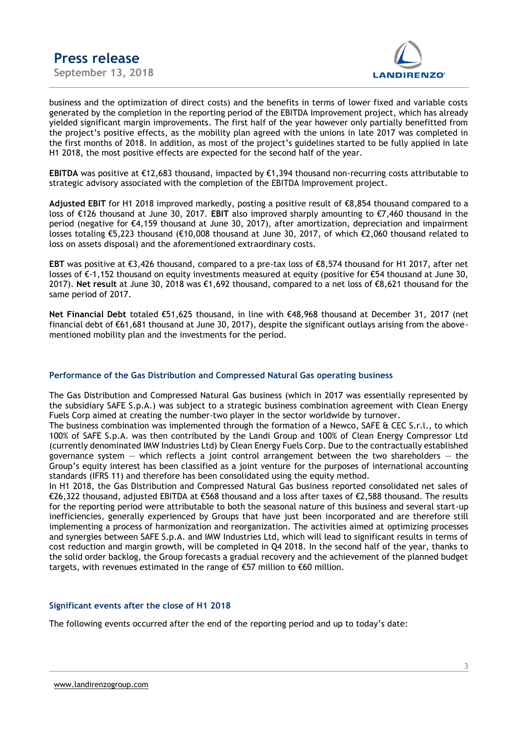business and the optimization of direct costs) and the benefits in terms of lower fixed and variable costs generated by the completion in the reporting period of the EBITDA Improvement project, which has already yielded significant margin improvements. The first half of the year however only partially benefitted from the project's positive effects, as the mobility plan agreed with the unions in late 2017 was completed in the first months of 2018. In addition, as most of the project's guidelines started to be fully applied in late H1 2018, the most positive effects are expected for the second half of the year.

**EBITDA** was positive at €12,683 thousand, impacted by €1,394 thousand non-recurring costs attributable to strategic advisory associated with the completion of the EBITDA Improvement project.

**Adjusted EBIT** for H1 2018 improved markedly, posting a positive result of €8,854 thousand compared to a loss of €126 thousand at June 30, 2017. **EBIT** also improved sharply amounting to €7,460 thousand in the period (negative for €4,159 thousand at June 30, 2017), after amortization, depreciation and impairment losses totaling €5,223 thousand (€10,008 thousand at June 30, 2017, of which €2,060 thousand related to loss on assets disposal) and the aforementioned extraordinary costs.

**EBT** was positive at €3,426 thousand, compared to a pre-tax loss of €8,574 thousand for H1 2017, after net losses of €-1,152 thousand on equity investments measured at equity (positive for €54 thousand at June 30, 2017). **Net result** at June 30, 2018 was €1,692 thousand, compared to a net loss of €8,621 thousand for the same period of 2017.

**Net Financial Debt** totaled €51,625 thousand, in line with €48,968 thousand at December 31, 2017 (net financial debt of €61,681 thousand at June 30, 2017), despite the significant outlays arising from the above-mentioned mobility plan and the investments for the period.

### Performance of the Gas Distribution and Compressed Natural Gas operating business

The Gas Distribution and Compressed Natural Gas business (which in 2017 was essentially represented by the subsidiary SAFE S.p.A.) was subject to a strategic business combination agreement with Clean Energy Fuels Corp aimed at creating the number-two player in the sector worldwide by turnover.
The business combination was implemented through the formation of a Newco, SAFE & CEC S.r.l., to which 100% of SAFE S.p.A. was then contributed by the Landi Group and 100% of Clean Energy Compressor Ltd (currently denominated IMW Industries Ltd) by Clean Energy Fuels Corp. Due to the contractually established governance system — which reflects a joint control arrangement between the two shareholders — the Group's equity interest has been classified as a joint venture for the purposes of international accounting standards (IFRS 11) and therefore has been consolidated using the equity method.
In H1 2018, the Gas Distribution and Compressed Natural Gas business reported consolidated net sales of €26,322 thousand, adjusted EBITDA at €568 thousand and a loss after taxes of €2,588 thousand. The results for the reporting period were attributable to both the seasonal nature of this business and several start-up inefficiencies, generally experienced by Groups that have just been incorporated and are therefore still implementing a process of harmonization and reorganization. The activities aimed at optimizing processes and synergies between SAFE S.p.A. and IMW Industries Ltd, which will lead to significant results in terms of cost reduction and margin growth, will be completed in Q4 2018. In the second half of the year, thanks to the solid order backlog, the Group forecasts a gradual recovery and the achievement of the planned budget targets, with revenues estimated in the range of €57 million to €60 million.

### Significant events after the close of H1 2018

The following events occurred after the end of the reporting period and up to today's date: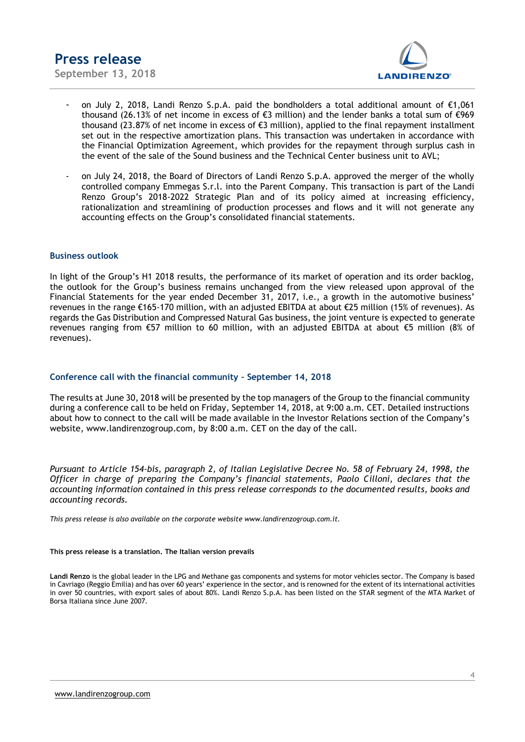- on July 2, 2018, Landi Renzo S.p.A. paid the bondholders a total additional amount of €1,061 thousand (26.13% of net income in excess of €3 million) and the lender banks a total sum of €969 thousand (23.87% of net income in excess of €3 million), applied to the final repayment installment set out in the respective amortization plans. This transaction was undertaken in accordance with the Financial Optimization Agreement, which provides for the repayment through surplus cash in the event of the sale of the Sound business and the Technical Center business unit to AVL;
- on July 24, 2018, the Board of Directors of Landi Renzo S.p.A. approved the merger of the wholly controlled company Emmegas S.r.l. into the Parent Company. This transaction is part of the Landi Renzo Group's 2018-2022 Strategic Plan and of its policy aimed at increasing efficiency, rationalization and streamlining of production processes and flows and it will not generate any accounting effects on the Group's consolidated financial statements.

## Business outlook

In light of the Group's H1 2018 results, the performance of its market of operation and its order backlog, the outlook for the Group's business remains unchanged from the view released upon approval of the Financial Statements for the year ended December 31, 2017, i.e., a growth in the automotive business' revenues in the range €165-170 million, with an adjusted EBITDA at about €25 million (15% of revenues). As regards the Gas Distribution and Compressed Natural Gas business, the joint venture is expected to generate revenues ranging from €57 million to 60 million, with an adjusted EBITDA at about €5 million (8% of revenues).

## Conference call with the financial community – September 14, 2018

The results at June 30, 2018 will be presented by the top managers of the Group to the financial community during a conference call to be held on Friday, September 14, 2018, at 9:00 a.m. CET. Detailed instructions about how to connect to the call will be made available in the Investor Relations section of the Company's website, www.landirenzogroup.com, by 8:00 a.m. CET on the day of the call.

*Pursuant to Article 154-bis, paragraph 2, of Italian Legislative Decree No. 58 of February 24, 1998, the Officer in charge of preparing the Company's financial statements, Paolo Cilloni, declares that the accounting information contained in this press release corresponds to the documented results, books and accounting records.*

*This press release is also available on the corporate website www.landirenzogroup.com.it.*

**This press release is a translation. The Italian version prevails**

**Landi Renzo** is the global leader in the LPG and Methane gas components and systems for motor vehicles sector. The Company is based in Cavriago (Reggio Emilia) and has over 60 years' experience in the sector, and is renowned for the extent of its international activities in over 50 countries, with export sales of about 80%. Landi Renzo S.p.A. has been listed on the STAR segment of the MTA Market of Borsa Italiana since June 2007.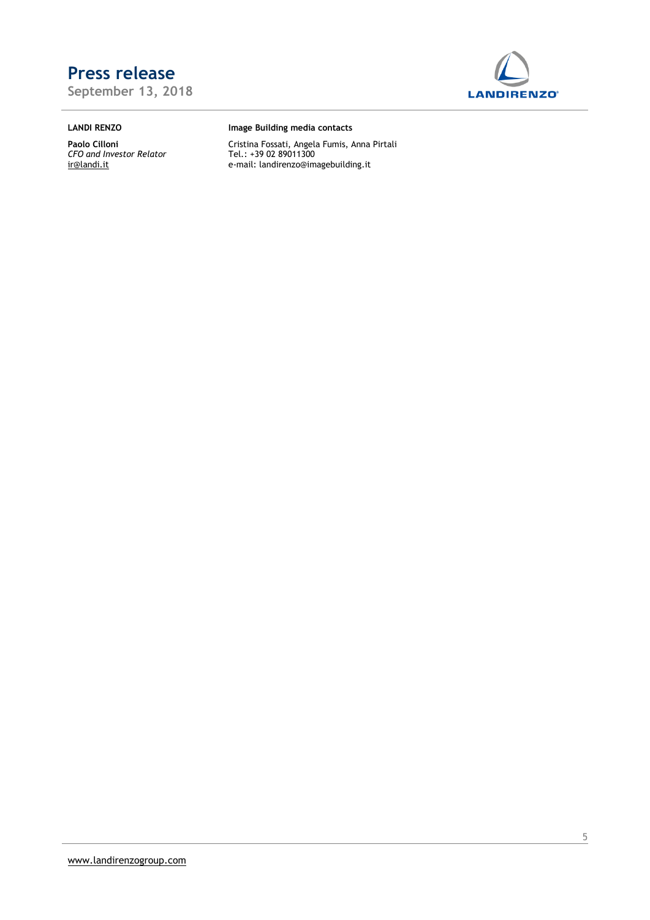**LANDI RENZO**

**Paolo Cilloni**
*CFO and Investor Relator*
ir@landi.it

**Image Building media contacts**

Cristina Fossati, Angela Fumis, Anna Pirtali
Tel.: +39 02 89011300
e-mail: landirenzo@imagebuilding.it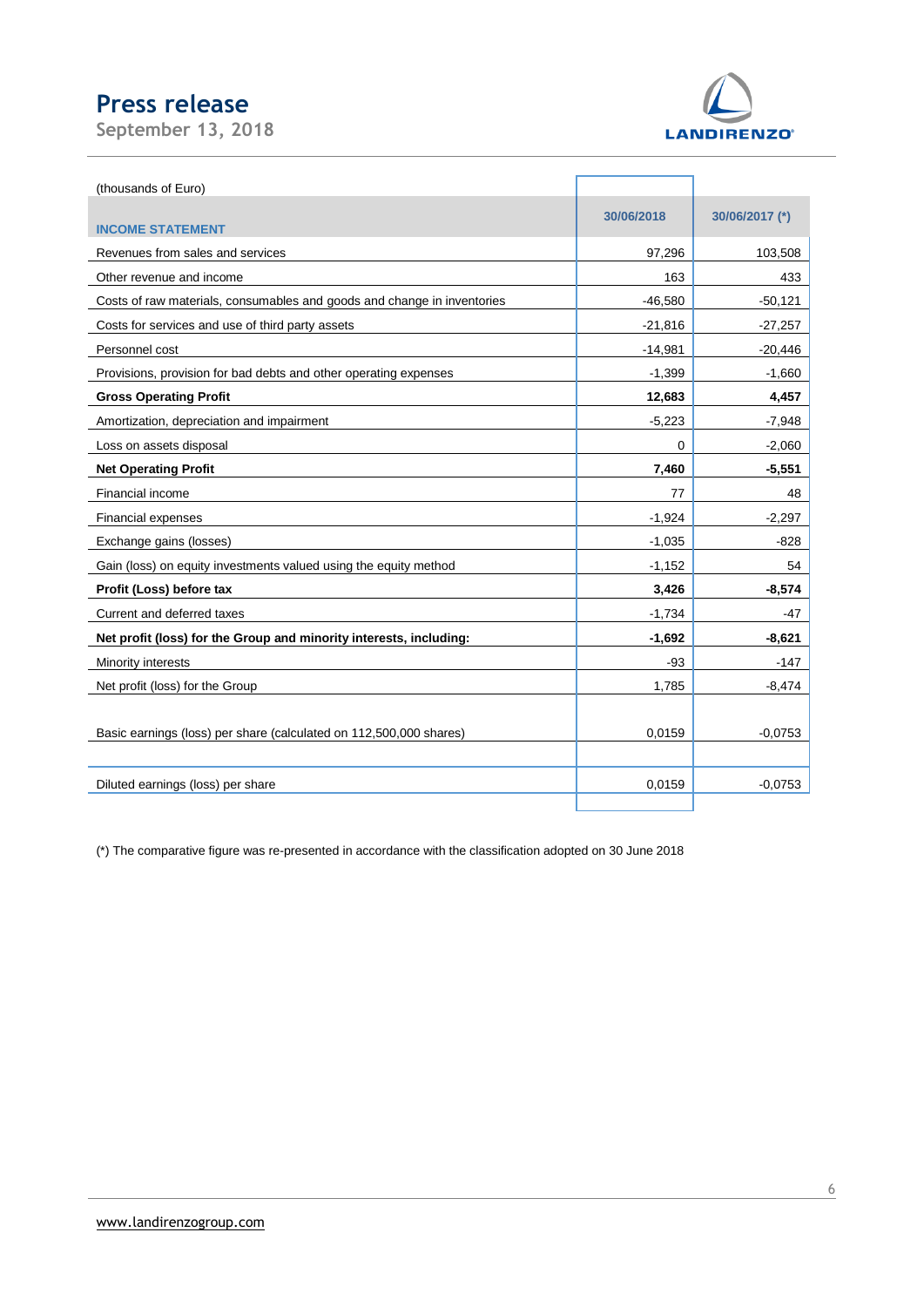(thousands of Euro)

| INCOME STATEMENT | 30/06/2018 | 30/06/2017 (*) |
|---|---|---|
| Revenues from sales and services | 97,296 | 103,508 |
| Other revenue and income | 163 | 433 |
| Costs of raw materials, consumables and goods and change in inventories | -46,580 | -50,121 |
| Costs for services and use of third party assets | -21,816 | -27,257 |
| Personnel cost | -14,981 | -20,446 |
| Provisions, provision for bad debts and other operating expenses | -1,399 | -1,660 |
| **Gross Operating Profit** | **12,683** | **4,457** |
| Amortization, depreciation and impairment | -5,223 | -7,948 |
| Loss on assets disposal | 0 | -2,060 |
| **Net Operating Profit** | **7,460** | **-5,551** |
| Financial income | 77 | 48 |
| Financial expenses | -1,924 | -2,297 |
| Exchange gains (losses) | -1,035 | -828 |
| Gain (loss) on equity investments valued using the equity method | -1,152 | 54 |
| **Profit (Loss) before tax** | **3,426** | **-8,574** |
| Current and deferred taxes | -1,734 | -47 |
| **Net profit (loss) for the Group and minority interests, including:** | **-1,692** | **-8,621** |
| Minority interests | -93 | -147 |
| Net profit (loss) for the Group | 1,785 | -8,474 |
| Basic earnings (loss) per share (calculated on 112,500,000 shares) | 0,0159 | -0,0753 |
| Diluted earnings (loss) per share | 0,0159 | -0,0753 |

(*) The comparative figure was re-presented in accordance with the classification adopted on 30 June 2018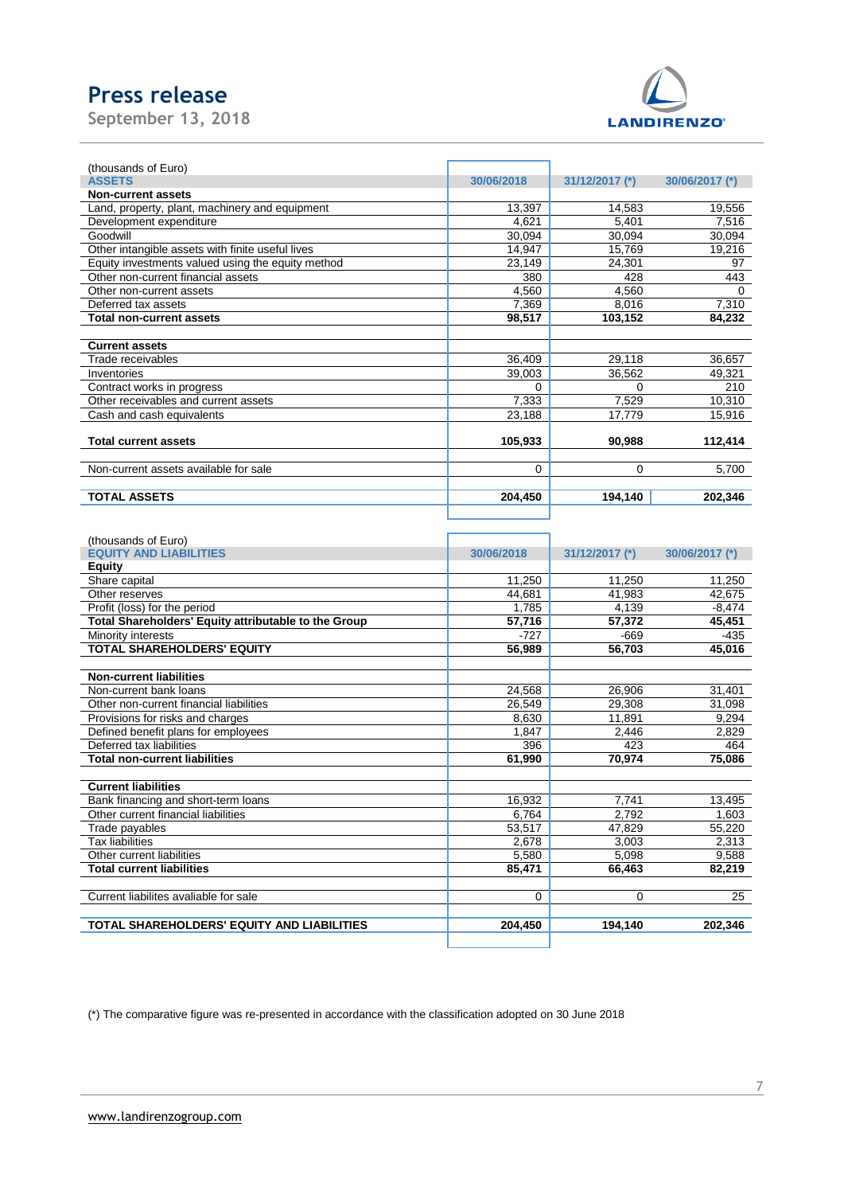(thousands of Euro)

| ASSETS | 30/06/2018 | 31/12/2017 (*) | 30/06/2017 (*) |
|---|---|---|---|
| **Non-current assets** | | | |
| Land, property, plant, machinery and equipment | 13,397 | 14,583 | 19,556 |
| Development expenditure | 4,621 | 5,401 | 7,516 |
| Goodwill | 30,094 | 30,094 | 30,094 |
| Other intangible assets with finite useful lives | 14,947 | 15,769 | 19,216 |
| Equity investments valued using the equity method | 23,149 | 24,301 | 97 |
| Other non-current financial assets | 380 | 428 | 443 |
| Other non-current assets | 4,560 | 4,560 | 0 |
| Deferred tax assets | 7,369 | 8,016 | 7,310 |
| **Total non-current assets** | **98,517** | **103,152** | **84,232** |
| | | | |
| **Current assets** | | | |
| Trade receivables | 36,409 | 29,118 | 36,657 |
| Inventories | 39,003 | 36,562 | 49,321 |
| Contract works in progress | 0 | 0 | 210 |
| Other receivables and current assets | 7,333 | 7,529 | 10,310 |
| Cash and cash equivalents | 23,188 | 17,779 | 15,916 |
| | | | |
| **Total current assets** | **105,933** | **90,988** | **112,414** |
| | | | |
| Non-current assets available for sale | 0 | 0 | 5,700 |
| | | | |
| **TOTAL ASSETS** | **204,450** | **194,140** | **202,346** |

(thousands of Euro)

| EQUITY AND LIABILITIES | 30/06/2018 | 31/12/2017 (*) | 30/06/2017 (*) |
|---|---|---|---|
| **Equity** | | | |
| Share capital | 11,250 | 11,250 | 11,250 |
| Other reserves | 44,681 | 41,983 | 42,675 |
| Profit (loss) for the period | 1,785 | 4,139 | -8,474 |
| **Total Shareholders' Equity attributable to the Group** | **57,716** | **57,372** | **45,451** |
| Minority interests | -727 | -669 | -435 |
| **TOTAL SHAREHOLDERS' EQUITY** | **56,989** | **56,703** | **45,016** |
| | | | |
| **Non-current liabilities** | | | |
| Non-current bank loans | 24,568 | 26,906 | 31,401 |
| Other non-current financial liabilities | 26,549 | 29,308 | 31,098 |
| Provisions for risks and charges | 8,630 | 11,891 | 9,294 |
| Defined benefit plans for employees | 1,847 | 2,446 | 2,829 |
| Deferred tax liabilities | 396 | 423 | 464 |
| **Total non-current liabilities** | **61,990** | **70,974** | **75,086** |
| | | | |
| **Current liabilities** | | | |
| Bank financing and short-term loans | 16,932 | 7,741 | 13,495 |
| Other current financial liabilities | 6,764 | 2,792 | 1,603 |
| Trade payables | 53,517 | 47,829 | 55,220 |
| Tax liabilities | 2,678 | 3,003 | 2,313 |
| Other current liabilities | 5,580 | 5,098 | 9,588 |
| **Total current liabilities** | **85,471** | **66,463** | **82,219** |
| | | | |
| Current liabilites avaliable for sale | 0 | 0 | 25 |
| | | | |
| **TOTAL SHAREHOLDERS' EQUITY AND LIABILITIES** | **204,450** | **194,140** | **202,346** |

(*) The comparative figure was re-presented in accordance with the classification adopted on 30 June 2018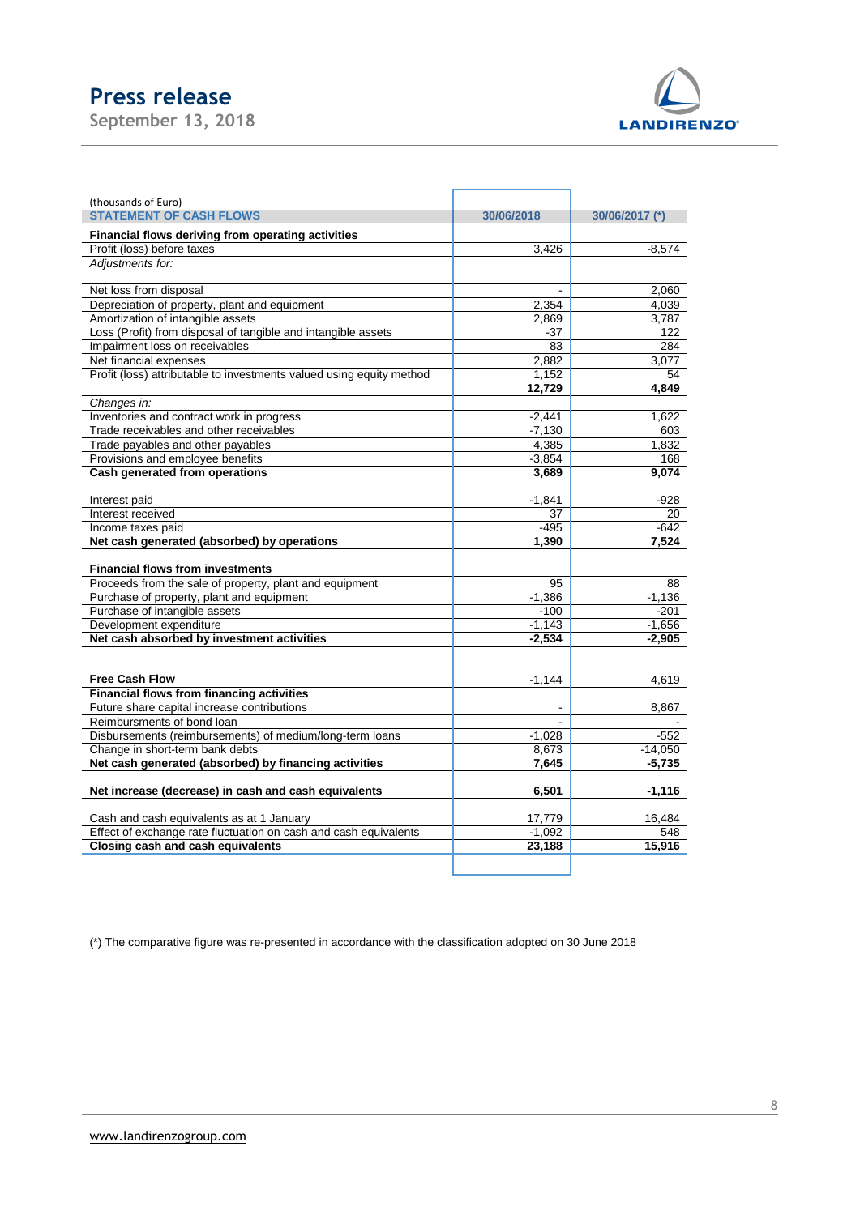(thousands of Euro)

| STATEMENT OF CASH FLOWS | 30/06/2018 | 30/06/2017 (*) |
|---|---|---|
| **Financial flows deriving from operating activities** | | |
| Profit (loss) before taxes | 3,426 | -8,574 |
| *Adjustments for:* | | |
| Net loss from disposal | - | 2,060 |
| Depreciation of property, plant and equipment | 2,354 | 4,039 |
| Amortization of intangible assets | 2,869 | 3,787 |
| Loss (Profit) from disposal of tangible and intangible assets | -37 | 122 |
| Impairment loss on receivables | 83 | 284 |
| Net financial expenses | 2,882 | 3,077 |
| Profit (loss) attributable to investments valued using equity method | 1,152 | 54 |
| | **12,729** | **4,849** |
| *Changes in:* | | |
| Inventories and contract work in progress | -2,441 | 1,622 |
| Trade receivables and other receivables | -7,130 | 603 |
| Trade payables and other payables | 4,385 | 1,832 |
| Provisions and employee benefits | -3,854 | 168 |
| **Cash generated from operations** | **3,689** | **9,074** |
| Interest paid | -1,841 | -928 |
| Interest received | 37 | 20 |
| Income taxes paid | -495 | -642 |
| **Net cash generated (absorbed) by operations** | **1,390** | **7,524** |
| **Financial flows from investments** | | |
| Proceeds from the sale of property, plant and equipment | 95 | 88 |
| Purchase of property, plant and equipment | -1,386 | -1,136 |
| Purchase of intangible assets | -100 | -201 |
| Development expenditure | -1,143 | -1,656 |
| **Net cash absorbed by investment activities** | **-2,534** | **-2,905** |
| **Free Cash Flow** | -1,144 | 4,619 |
| **Financial flows from financing activities** | | |
| Future share capital increase contributions | - | 8,867 |
| Reimbursments of bond loan | - | - |
| Disbursements (reimbursements) of medium/long-term loans | -1,028 | -552 |
| Change in short-term bank debts | 8,673 | -14,050 |
| **Net cash generated (absorbed) by financing activities** | **7,645** | **-5,735** |
| **Net increase (decrease) in cash and cash equivalents** | **6,501** | **-1,116** |
| Cash and cash equivalents as at 1 January | 17,779 | 16,484 |
| Effect of exchange rate fluctuation on cash and cash equivalents | -1,092 | 548 |
| **Closing cash and cash equivalents** | **23,188** | **15,916** |

(*) The comparative figure was re-presented in accordance with the classification adopted on 30 June 2018